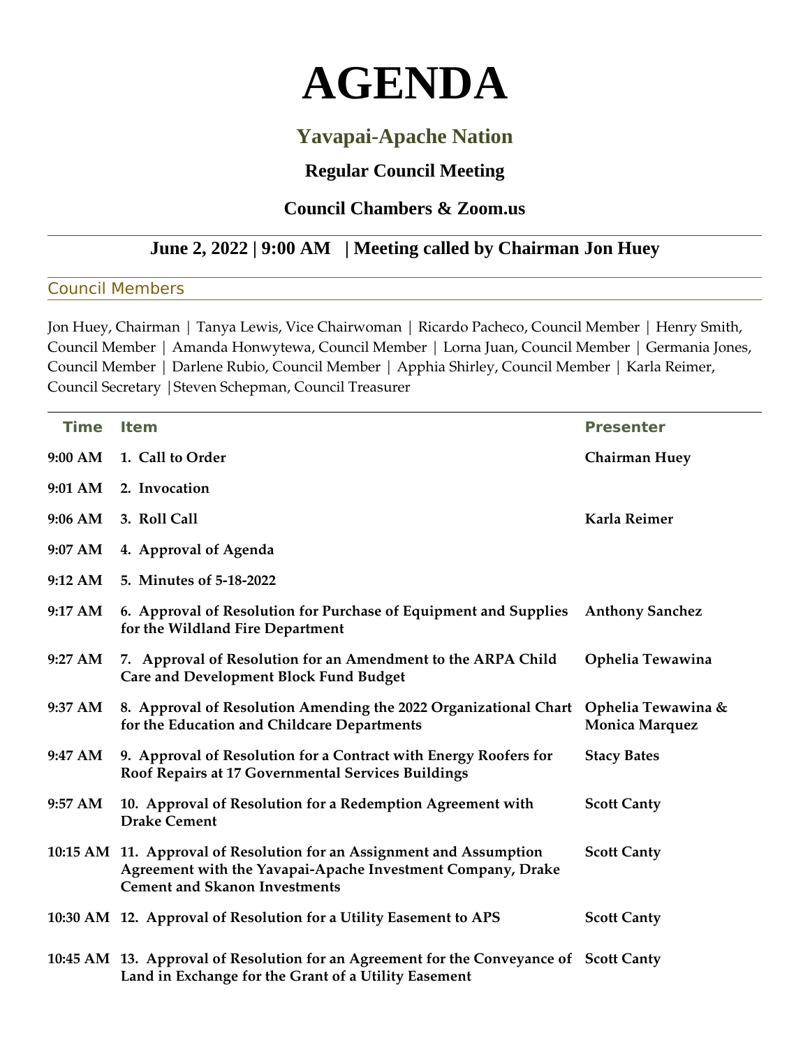# AGENDA

## Yavapai-Apache Nation

### Regular Council Meeting

### Council Chambers & Zoom.us

**June 2, 2022 | 9:00 AM | Meeting called by Chairman Jon Huey**

#### Council Members

Jon Huey, Chairman | Tanya Lewis, Vice Chairwoman | Ricardo Pacheco, Council Member | Henry Smith, Council Member | Amanda Honwytewa, Council Member | Lorna Juan, Council Member | Germania Jones, Council Member | Darlene Rubio, Council Member | Apphia Shirley, Council Member | Karla Reimer, Council Secretary | Steven Schepman, Council Treasurer

| Time | Item | Presenter |
|---|---|---|
| **9:00 AM** | **1. Call to Order** | **Chairman Huey** |
| **9:01 AM** | **2. Invocation** | |
| **9:06 AM** | **3. Roll Call** | **Karla Reimer** |
| **9:07 AM** | **4. Approval of Agenda** | |
| **9:12 AM** | **5. Minutes of 5-18-2022** | |
| **9:17 AM** | **6. Approval of Resolution for Purchase of Equipment and Supplies for the Wildland Fire Department** | **Anthony Sanchez** |
| **9:27 AM** | **7. Approval of Resolution for an Amendment to the ARPA Child Care and Development Block Fund Budget** | **Ophelia Tewawina** |
| **9:37 AM** | **8. Approval of Resolution Amending the 2022 Organizational Chart for the Education and Childcare Departments** | **Ophelia Tewawina & Monica Marquez** |
| **9:47 AM** | **9. Approval of Resolution for a Contract with Energy Roofers for Roof Repairs at 17 Governmental Services Buildings** | **Stacy Bates** |
| **9:57 AM** | **10. Approval of Resolution for a Redemption Agreement with Drake Cement** | **Scott Canty** |
| **10:15 AM** | **11. Approval of Resolution for an Assignment and Assumption Agreement with the Yavapai-Apache Investment Company, Drake Cement and Skanon Investments** | **Scott Canty** |
| **10:30 AM** | **12. Approval of Resolution for a Utility Easement to APS** | **Scott Canty** |
| **10:45 AM** | **13. Approval of Resolution for an Agreement for the Conveyance of Land in Exchange for the Grant of a Utility Easement** | **Scott Canty** |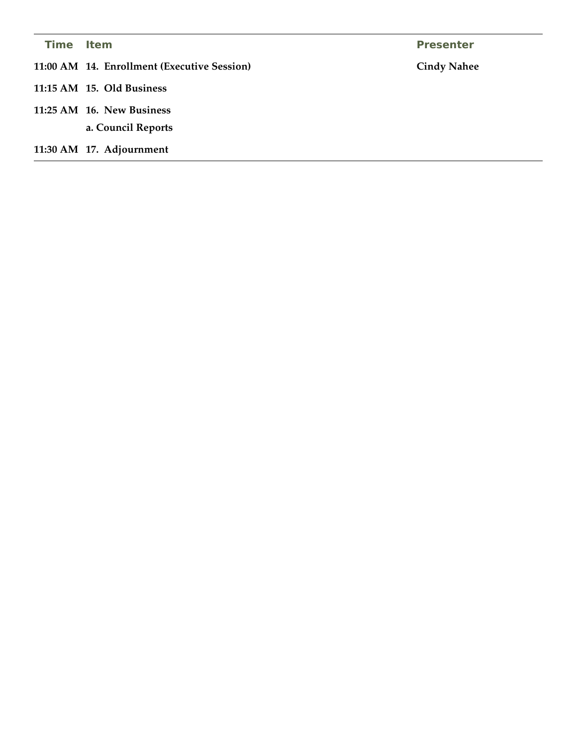| Time | Item | Presenter |
| --- | --- | --- |
| **11:00 AM** | **14. Enrollment (Executive Session)** | **Cindy Nahee** |
| **11:15 AM** | **15. Old Business** | |
| **11:25 AM** | **16. New Business** | |
| | **a. Council Reports** | |
| **11:30 AM** | **17. Adjournment** | |